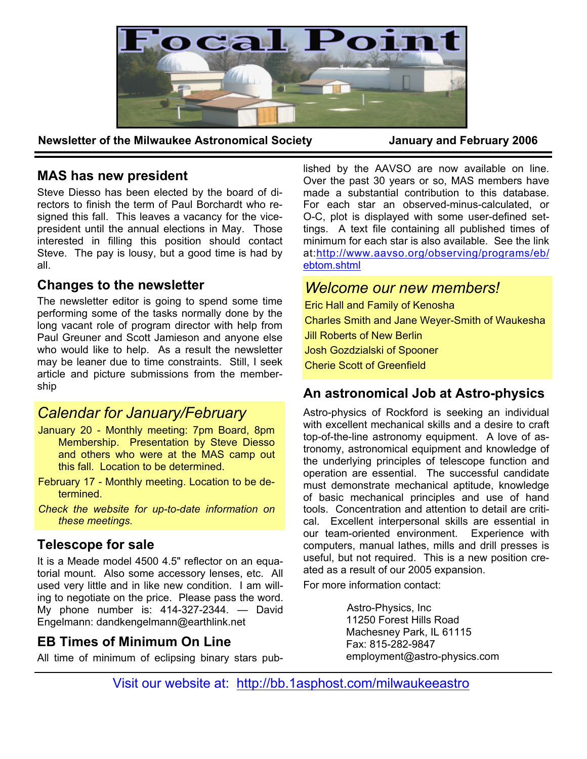# Focal Point

**Newsletter of the Milwaukee Astronomical Society** **January and February 2006**

## MAS has new president

Steve Diesso has been elected by the board of directors to finish the term of Paul Borchardt who resigned this fall. This leaves a vacancy for the vice-president until the annual elections in May. Those interested in filling this position should contact Steve. The pay is lousy, but a good time is had by all.

## Changes to the newsletter

The newsletter editor is going to spend some time performing some of the tasks normally done by the long vacant role of program director with help from Paul Greuner and Scott Jamieson and anyone else who would like to help. As a result the newsletter may be leaner due to time constraints. Still, I seek article and picture submissions from the membership

## *Calendar for January/February*

January 20 - Monthly meeting: 7pm Board, 8pm Membership. Presentation by Steve Diesso and others who were at the MAS camp out this fall. Location to be determined.

February 17 - Monthly meeting. Location to be determined.

*Check the website for up-to-date information on these meetings.*

## Telescope for sale

It is a Meade model 4500 4.5" reflector on an equatorial mount. Also some accessory lenses, etc. All used very little and in like new condition. I am willing to negotiate on the price. Please pass the word. My phone number is: 414-327-2344. — David Engelmann: dandkengelmann@earthlink.net

## EB Times of Minimum On Line

All time of minimum of eclipsing binary stars published by the AAVSO are now available on line. Over the past 30 years or so, MAS members have made a substantial contribution to this database. For each star an observed-minus-calculated, or O-C, plot is displayed with some user-defined settings. A text file containing all published times of minimum for each star is also available. See the link at: http://www.aavso.org/observing/programs/eb/ebtom.shtml

## *Welcome our new members!*

Eric Hall and Family of Kenosha
Charles Smith and Jane Weyer-Smith of Waukesha
Jill Roberts of New Berlin
Josh Gozdzialski of Spooner
Cherie Scott of Greenfield

## An astronomical Job at Astro-physics

Astro-physics of Rockford is seeking an individual with excellent mechanical skills and a desire to craft top-of-the-line astronomy equipment. A love of astronomy, astronomical equipment and knowledge of the underlying principles of telescope function and operation are essential. The successful candidate must demonstrate mechanical aptitude, knowledge of basic mechanical principles and use of hand tools. Concentration and attention to detail are critical. Excellent interpersonal skills are essential in our team-oriented environment. Experience with computers, manual lathes, mills and drill presses is useful, but not required. This is a new position created as a result of our 2005 expansion.

For more information contact:

Astro-Physics, Inc
11250 Forest Hills Road
Machesney Park, IL 61115
Fax: 815-282-9847
employment@astro-physics.com

Visit our website at: http://bb.1asphost.com/milwaukeeastro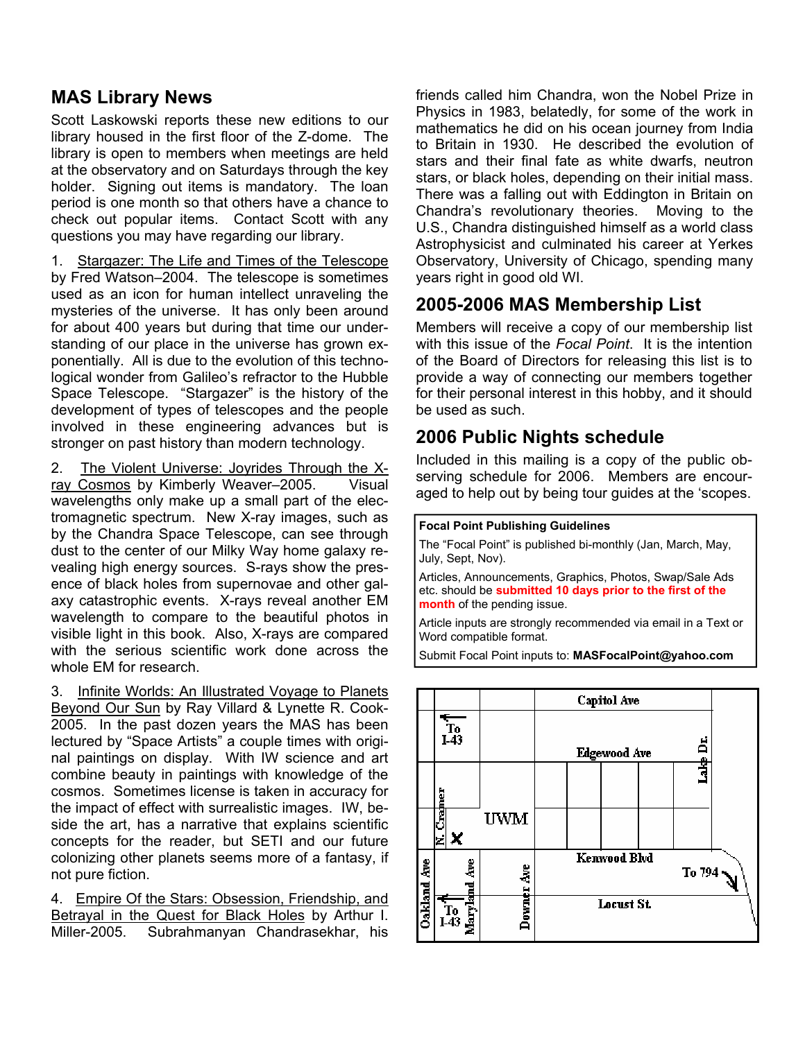## MAS Library News

Scott Laskowski reports these new editions to our library housed in the first floor of the Z-dome. The library is open to members when meetings are held at the observatory and on Saturdays through the key holder. Signing out items is mandatory. The loan period is one month so that others have a chance to check out popular items. Contact Scott with any questions you may have regarding our library.

1. Stargazer: The Life and Times of the Telescope by Fred Watson–2004. The telescope is sometimes used as an icon for human intellect unraveling the mysteries of the universe. It has only been around for about 400 years but during that time our understanding of our place in the universe has grown exponentially. All is due to the evolution of this technological wonder from Galileo's refractor to the Hubble Space Telescope. "Stargazer" is the history of the development of types of telescopes and the people involved in these engineering advances but is stronger on past history than modern technology.

2. The Violent Universe: Joyrides Through the X-ray Cosmos by Kimberly Weaver–2005. Visual wavelengths only make up a small part of the electromagnetic spectrum. New X-ray images, such as by the Chandra Space Telescope, can see through dust to the center of our Milky Way home galaxy revealing high energy sources. S-rays show the presence of black holes from supernovae and other galaxy catastrophic events. X-rays reveal another EM wavelength to compare to the beautiful photos in visible light in this book. Also, X-rays are compared with the serious scientific work done across the whole EM for research.

3. Infinite Worlds: An Illustrated Voyage to Planets Beyond Our Sun by Ray Villard & Lynette R. Cook-2005. In the past dozen years the MAS has been lectured by "Space Artists" a couple times with original paintings on display. With IW science and art combine beauty in paintings with knowledge of the cosmos. Sometimes license is taken in accuracy for the impact of effect with surrealistic images. IW, beside the art, has a narrative that explains scientific concepts for the reader, but SETI and our future colonizing other planets seems more of a fantasy, if not pure fiction.

4. Empire Of the Stars: Obsession, Friendship, and Betrayal in the Quest for Black Holes by Arthur I. Miller-2005. Subrahmanyan Chandrasekhar, his friends called him Chandra, won the Nobel Prize in Physics in 1983, belatedly, for some of the work in mathematics he did on his ocean journey from India to Britain in 1930. He described the evolution of stars and their final fate as white dwarfs, neutron stars, or black holes, depending on their initial mass. There was a falling out with Eddington in Britain on Chandra's revolutionary theories. Moving to the U.S., Chandra distinguished himself as a world class Astrophysicist and culminated his career at Yerkes Observatory, University of Chicago, spending many years right in good old WI.

## 2005-2006 MAS Membership List

Members will receive a copy of our membership list with this issue of the *Focal Point*. It is the intention of the Board of Directors for releasing this list is to provide a way of connecting our members together for their personal interest in this hobby, and it should be used as such.

## 2006 Public Nights schedule

Included in this mailing is a copy of the public observing schedule for 2006. Members are encouraged to help out by being tour guides at the 'scopes.

**Focal Point Publishing Guidelines**

The "Focal Point" is published bi-monthly (Jan, March, May, July, Sept, Nov).

Articles, Announcements, Graphics, Photos, Swap/Sale Ads etc. should be **submitted 10 days prior to the first of the month** of the pending issue.

Article inputs are strongly recommended via email in a Text or Word compatible format.

Submit Focal Point inputs to: **MASFocalPoint@yahoo.com**

Capitol Ave · Edgewood Ave · Lake Dr. · To I-43 · N. Cramer · X · UWM · Kenwood Blvd · To 794 · Locust St. · Oakland Ave · Maryland Ave · Downer Ave · To I-43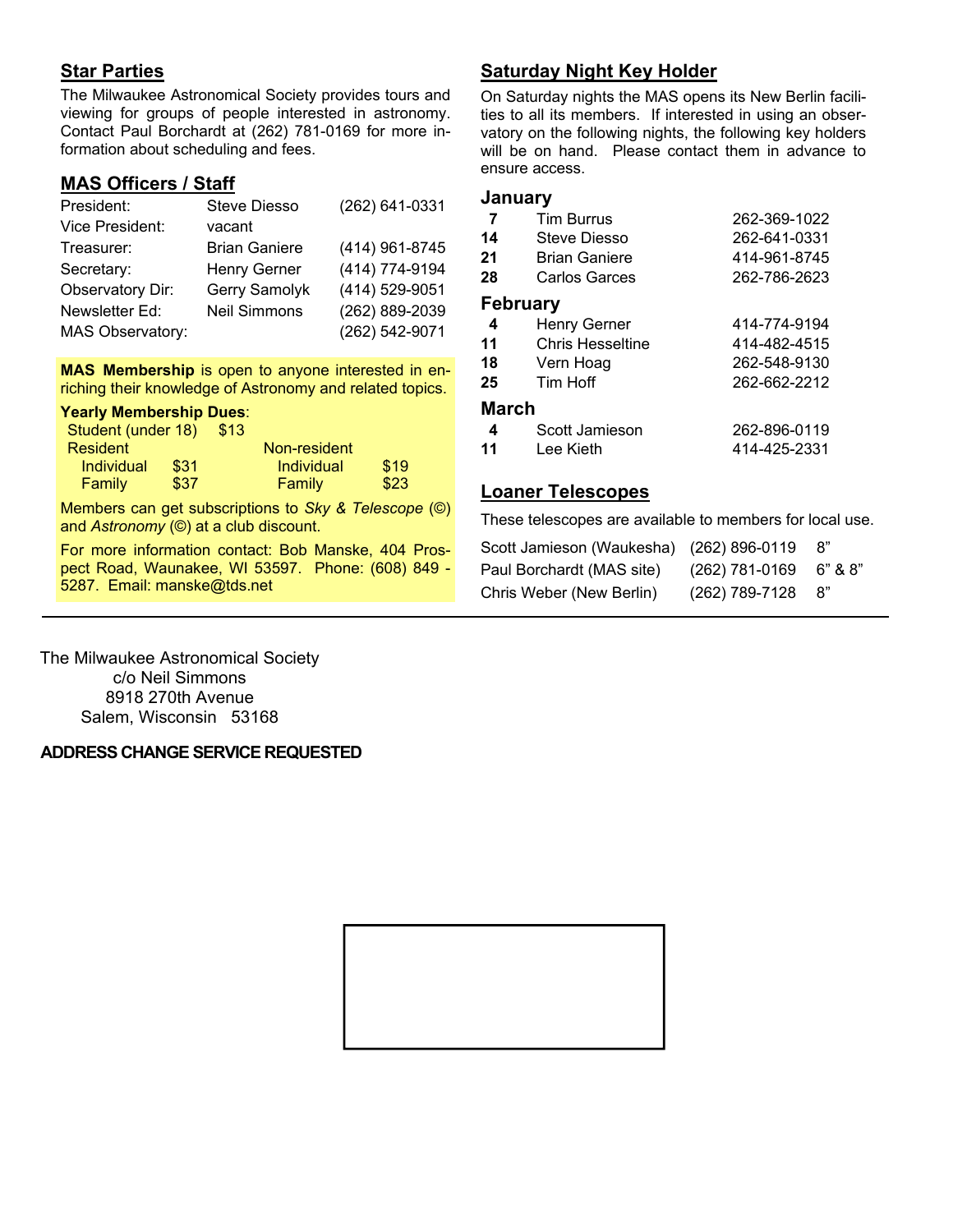## Star Parties

The Milwaukee Astronomical Society provides tours and viewing for groups of people interested in astronomy. Contact Paul Borchardt at (262) 781-0169 for more information about scheduling and fees.

## MAS Officers / Staff

| | | |
|---|---|---|
| President: | Steve Diesso | (262) 641-0331 |
| Vice President: | vacant | |
| Treasurer: | Brian Ganiere | (414) 961-8745 |
| Secretary: | Henry Gerner | (414) 774-9194 |
| Observatory Dir: | Gerry Samolyk | (414) 529-9051 |
| Newsletter Ed: | Neil Simmons | (262) 889-2039 |
| MAS Observatory: | | (262) 542-9071 |

**MAS Membership** is open to anyone interested in enriching their knowledge of Astronomy and related topics.

**Yearly Membership Dues**:

Student (under 18) $13

| Resident | | Non-resident | |
|---|---|---|---|
| Individual | $31 | Individual | $19 |
| Family | $37 | Family | $23 |

Members can get subscriptions to *Sky & Telescope* (©) and *Astronomy* (©) at a club discount.

For more information contact: Bob Manske, 404 Prospect Road, Waunakee, WI 53597. Phone: (608) 849 - 5287. Email: manske@tds.net

## Saturday Night Key Holder

On Saturday nights the MAS opens its New Berlin facilities to all its members. If interested in using an observatory on the following nights, the following key holders will be on hand. Please contact them in advance to ensure access.

### January

| | | |
|---|---|---|
| **7** | Tim Burrus | 262-369-1022 |
| **14** | Steve Diesso | 262-641-0331 |
| **21** | Brian Ganiere | 414-961-8745 |
| **28** | Carlos Garces | 262-786-2623 |

### February

| | | |
|---|---|---|
| **4** | Henry Gerner | 414-774-9194 |
| **11** | Chris Hesseltine | 414-482-4515 |
| **18** | Vern Hoag | 262-548-9130 |
| **25** | Tim Hoff | 262-662-2212 |

### March

| | | |
|---|---|---|
| **4** | Scott Jamieson | 262-896-0119 |
| **11** | Lee Kieth | 414-425-2331 |

## Loaner Telescopes

These telescopes are available to members for local use.

| | | |
|---|---|---|
| Scott Jamieson (Waukesha) | (262) 896-0119 | 8” |
| Paul Borchardt (MAS site) | (262) 781-0169 | 6” & 8” |
| Chris Weber (New Berlin) | (262) 789-7128 | 8” |

---

The Milwaukee Astronomical Society
c/o Neil Simmons
8918 270th Avenue
Salem, Wisconsin 53168

**ADDRESS CHANGE SERVICE REQUESTED**